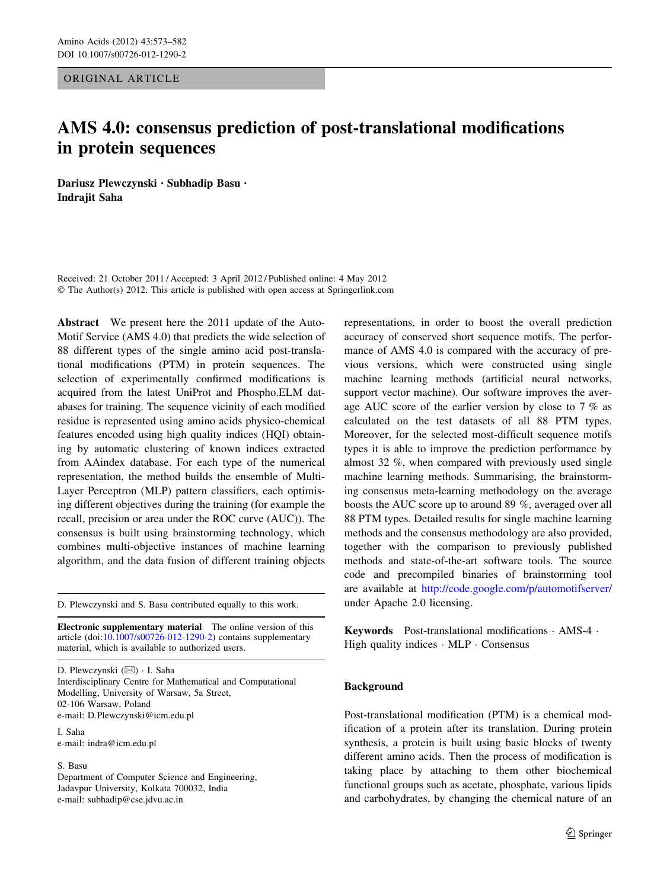ORIGINAL ARTICLE

# AMS 4.0: consensus prediction of post-translational modifications in protein sequences

**Dariusz Plewczynski · Subhadip Basu · Indrajit Saha**

Received: 21 October 2011 / Accepted: 3 April 2012 / Published online: 4 May 2012
© The Author(s) 2012. This article is published with open access at Springerlink.com

**Abstract** We present here the 2011 update of the AutoMotif Service (AMS 4.0) that predicts the wide selection of 88 different types of the single amino acid post-translational modifications (PTM) in protein sequences. The selection of experimentally confirmed modifications is acquired from the latest UniProt and Phospho.ELM databases for training. The sequence vicinity of each modified residue is represented using amino acids physico-chemical features encoded using high quality indices (HQI) obtaining by automatic clustering of known indices extracted from AAindex database. For each type of the numerical representation, the method builds the ensemble of Multi-Layer Perceptron (MLP) pattern classifiers, each optimising different objectives during the training (for example the recall, precision or area under the ROC curve (AUC)). The consensus is built using brainstorming technology, which combines multi-objective instances of machine learning algorithm, and the data fusion of different training objects representations, in order to boost the overall prediction accuracy of conserved short sequence motifs. The performance of AMS 4.0 is compared with the accuracy of previous versions, which were constructed using single machine learning methods (artificial neural networks, support vector machine). Our software improves the average AUC score of the earlier version by close to 7 % as calculated on the test datasets of all 88 PTM types. Moreover, for the selected most-difficult sequence motifs types it is able to improve the prediction performance by almost 32 %, when compared with previously used single machine learning methods. Summarising, the brainstorming consensus meta-learning methodology on the average boosts the AUC score up to around 89 %, averaged over all 88 PTM types. Detailed results for single machine learning methods and the consensus methodology are also provided, together with the comparison to previously published methods and state-of-the-art software tools. The source code and precompiled binaries of brainstorming tool are available at http://code.google.com/p/automotifserver/ under Apache 2.0 licensing.

**Keywords** Post-translational modifications · AMS-4 · High quality indices · MLP · Consensus

D. Plewczynski and S. Basu contributed equally to this work.

**Electronic supplementary material** The online version of this article (doi:10.1007/s00726-012-1290-2) contains supplementary material, which is available to authorized users.

D. Plewczynski (✉) · I. Saha
Interdisciplinary Centre for Mathematical and Computational Modelling, University of Warsaw, 5a Street, 02-106 Warsaw, Poland
e-mail: D.Plewczynski@icm.edu.pl

I. Saha
e-mail: indra@icm.edu.pl

S. Basu
Department of Computer Science and Engineering, Jadavpur University, Kolkata 700032, India
e-mail: subhadip@cse.jdvu.ac.in

## Background

Post-translational modification (PTM) is a chemical modification of a protein after its translation. During protein synthesis, a protein is built using basic blocks of twenty different amino acids. Then the process of modification is taking place by attaching to them other biochemical functional groups such as acetate, phosphate, various lipids and carbohydrates, by changing the chemical nature of an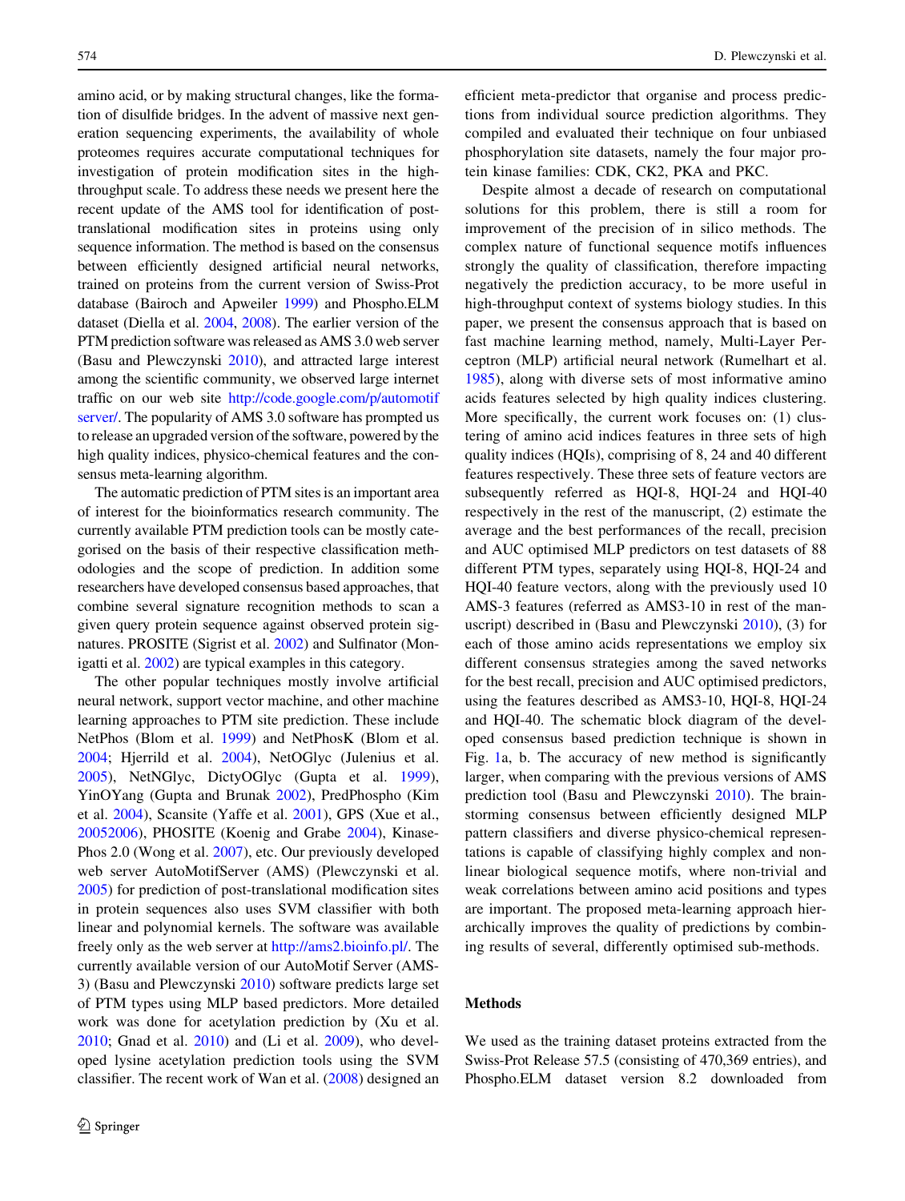amino acid, or by making structural changes, like the formation of disulfide bridges. In the advent of massive next generation sequencing experiments, the availability of whole proteomes requires accurate computational techniques for investigation of protein modification sites in the high-throughput scale. To address these needs we present here the recent update of the AMS tool for identification of post-translational modification sites in proteins using only sequence information. The method is based on the consensus between efficiently designed artificial neural networks, trained on proteins from the current version of Swiss-Prot database (Bairoch and Apweiler 1999) and Phospho.ELM dataset (Diella et al. 2004, 2008). The earlier version of the PTM prediction software was released as AMS 3.0 web server (Basu and Plewczynski 2010), and attracted large interest among the scientific community, we observed large internet traffic on our web site http://code.google.com/p/automotifserver/. The popularity of AMS 3.0 software has prompted us to release an upgraded version of the software, powered by the high quality indices, physico-chemical features and the consensus meta-learning algorithm.

The automatic prediction of PTM sites is an important area of interest for the bioinformatics research community. The currently available PTM prediction tools can be mostly categorised on the basis of their respective classification methodologies and the scope of prediction. In addition some researchers have developed consensus based approaches, that combine several signature recognition methods to scan a given query protein sequence against observed protein signatures. PROSITE (Sigrist et al. 2002) and Sulfinator (Monigatti et al. 2002) are typical examples in this category.

The other popular techniques mostly involve artificial neural network, support vector machine, and other machine learning approaches to PTM site prediction. These include NetPhos (Blom et al. 1999) and NetPhosK (Blom et al. 2004; Hjerrild et al. 2004), NetOGlyc (Julenius et al. 2005), NetNGlyc, DictyOGlyc (Gupta et al. 1999), YinOYang (Gupta and Brunak 2002), PredPhospho (Kim et al. 2004), Scansite (Yaffe et al. 2001), GPS (Xue et al., 20052006), PHOSITE (Koenig and Grabe 2004), KinasePhos 2.0 (Wong et al. 2007), etc. Our previously developed web server AutoMotifServer (AMS) (Plewczynski et al. 2005) for prediction of post-translational modification sites in protein sequences also uses SVM classifier with both linear and polynomial kernels. The software was available freely only as the web server at http://ams2.bioinfo.pl/. The currently available version of our AutoMotif Server (AMS-3) (Basu and Plewczynski 2010) software predicts large set of PTM types using MLP based predictors. More detailed work was done for acetylation prediction by (Xu et al. 2010; Gnad et al. 2010) and (Li et al. 2009), who developed lysine acetylation prediction tools using the SVM classifier. The recent work of Wan et al. (2008) designed an efficient meta-predictor that organise and process predictions from individual source prediction algorithms. They compiled and evaluated their technique on four unbiased phosphorylation site datasets, namely the four major protein kinase families: CDK, CK2, PKA and PKC.

Despite almost a decade of research on computational solutions for this problem, there is still a room for improvement of the precision of in silico methods. The complex nature of functional sequence motifs influences strongly the quality of classification, therefore impacting negatively the prediction accuracy, to be more useful in high-throughput context of systems biology studies. In this paper, we present the consensus approach that is based on fast machine learning method, namely, Multi-Layer Perceptron (MLP) artificial neural network (Rumelhart et al. 1985), along with diverse sets of most informative amino acids features selected by high quality indices clustering. More specifically, the current work focuses on: (1) clustering of amino acid indices features in three sets of high quality indices (HQIs), comprising of 8, 24 and 40 different features respectively. These three sets of feature vectors are subsequently referred as HQI-8, HQI-24 and HQI-40 respectively in the rest of the manuscript, (2) estimate the average and the best performances of the recall, precision and AUC optimised MLP predictors on test datasets of 88 different PTM types, separately using HQI-8, HQI-24 and HQI-40 feature vectors, along with the previously used 10 AMS-3 features (referred as AMS3-10 in rest of the manuscript) described in (Basu and Plewczynski 2010), (3) for each of those amino acids representations we employ six different consensus strategies among the saved networks for the best recall, precision and AUC optimised predictors, using the features described as AMS3-10, HQI-8, HQI-24 and HQI-40. The schematic block diagram of the developed consensus based prediction technique is shown in Fig. 1a, b. The accuracy of new method is significantly larger, when comparing with the previous versions of AMS prediction tool (Basu and Plewczynski 2010). The brainstorming consensus between efficiently designed MLP pattern classifiers and diverse physico-chemical representations is capable of classifying highly complex and nonlinear biological sequence motifs, where non-trivial and weak correlations between amino acid positions and types are important. The proposed meta-learning approach hierarchically improves the quality of predictions by combining results of several, differently optimised sub-methods.

## Methods

We used as the training dataset proteins extracted from the Swiss-Prot Release 57.5 (consisting of 470,369 entries), and Phospho.ELM dataset version 8.2 downloaded from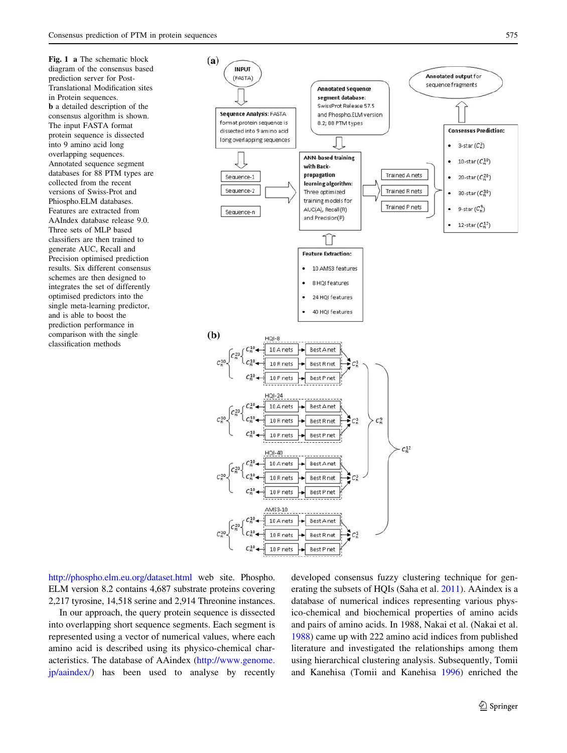**Fig. 1** **a** The schematic block diagram of the consensus based prediction server for Post-Translational Modification sites in Protein sequences. **b** a detailed description of the consensus algorithm is shown. The input FASTA format protein sequence is dissected into 9 amino acid long overlapping sequences. Annotated sequence segment databases for 88 PTM types are collected from the recent versions of Swiss-Prot and Phiospho.ELM databases. Features are extracted from AAIndex database release 9.0. Three sets of MLP based classifiers are then trained to generate AUC, Recall and Precision optimised prediction results. Six different consensus schemes are then designed to integrates the set of differently optimised predictors into the single meta-learning predictor, and is able to boost the prediction performance in comparison with the single classification methods

http://phospho.elm.eu.org/dataset.html web site. Phospho. ELM version 8.2 contains 4,687 substrate proteins covering 2,217 tyrosine, 14,518 serine and 2,914 Threonine instances.

In our approach, the query protein sequence is dissected into overlapping short sequence segments. Each segment is represented using a vector of numerical values, where each amino acid is described using its physico-chemical characteristics. The database of AAindex (http://www.genome.jp/aaindex/) has been used to analyse by recently developed consensus fuzzy clustering technique for generating the subsets of HQIs (Saha et al. 2011). AAindex is a database of numerical indices representing various physico-chemical and biochemical properties of amino acids and pairs of amino acids. In 1988, Nakai et al. (Nakai et al. 1988) came up with 222 amino acid indices from published literature and investigated the relationships among them using hierarchical clustering analysis. Subsequently, Tomii and Kanehisa (Tomii and Kanehisa 1996) enriched the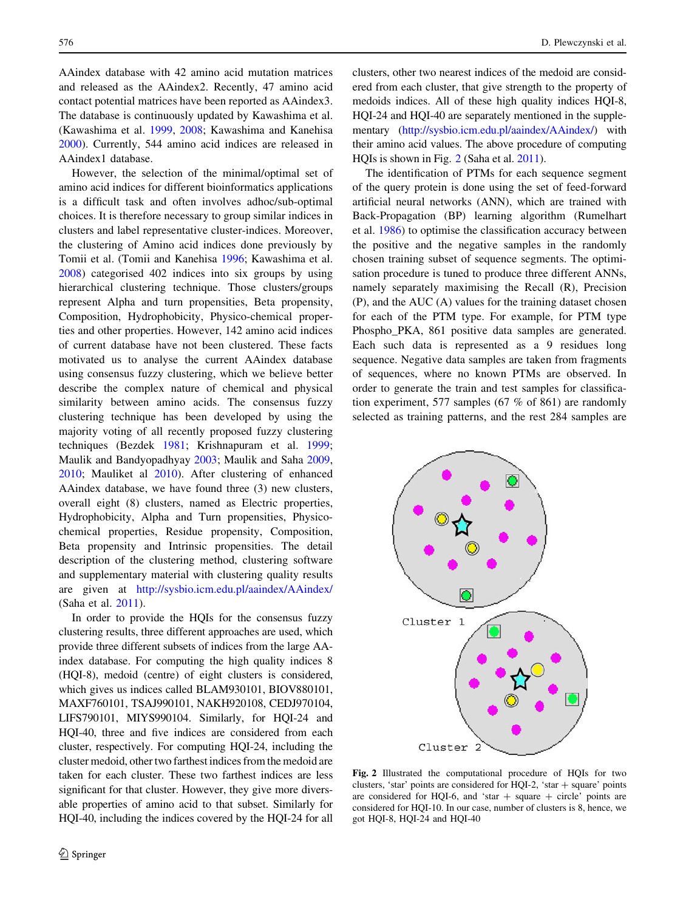AAindex database with 42 amino acid mutation matrices and released as the AAindex2. Recently, 47 amino acid contact potential matrices have been reported as AAindex3. The database is continuously updated by Kawashima et al. (Kawashima et al. 1999, 2008; Kawashima and Kanehisa 2000). Currently, 544 amino acid indices are released in AAindex1 database.

However, the selection of the minimal/optimal set of amino acid indices for different bioinformatics applications is a difficult task and often involves adhoc/sub-optimal choices. It is therefore necessary to group similar indices in clusters and label representative cluster-indices. Moreover, the clustering of Amino acid indices done previously by Tomii et al. (Tomii and Kanehisa 1996; Kawashima et al. 2008) categorised 402 indices into six groups by using hierarchical clustering technique. Those clusters/groups represent Alpha and turn propensities, Beta propensity, Composition, Hydrophobicity, Physico-chemical properties and other properties. However, 142 amino acid indices of current database have not been clustered. These facts motivated us to analyse the current AAindex database using consensus fuzzy clustering, which we believe better describe the complex nature of chemical and physical similarity between amino acids. The consensus fuzzy clustering technique has been developed by using the majority voting of all recently proposed fuzzy clustering techniques (Bezdek 1981; Krishnapuram et al. 1999; Maulik and Bandyopadhyay 2003; Maulik and Saha 2009, 2010; Mauliket al 2010). After clustering of enhanced AAindex database, we have found three (3) new clusters, overall eight (8) clusters, named as Electric properties, Hydrophobicity, Alpha and Turn propensities, Physico-chemical properties, Residue propensity, Composition, Beta propensity and Intrinsic propensities. The detail description of the clustering method, clustering software and supplementary material with clustering quality results are given at http://sysbio.icm.edu.pl/aaindex/AAindex/ (Saha et al. 2011).

In order to provide the HQIs for the consensus fuzzy clustering results, three different approaches are used, which provide three different subsets of indices from the large AA-index database. For computing the high quality indices 8 (HQI-8), medoid (centre) of eight clusters is considered, which gives us indices called BLAM930101, BIOV880101, MAXF760101, TSAJ990101, NAKH920108, CEDJ970104, LIFS790101, MIYS990104. Similarly, for HQI-24 and HQI-40, three and five indices are considered from each cluster, respectively. For computing HQI-24, including the cluster medoid, other two farthest indices from the medoid are taken for each cluster. These two farthest indices are less significant for that cluster. However, they give more diversable properties of amino acid to that subset. Similarly for HQI-40, including the indices covered by the HQI-24 for all clusters, other two nearest indices of the medoid are considered from each cluster, that give strength to the property of medoids indices. All of these high quality indices HQI-8, HQI-24 and HQI-40 are separately mentioned in the supplementary (http://sysbio.icm.edu.pl/aaindex/AAindex/) with their amino acid values. The above procedure of computing HQIs is shown in Fig. 2 (Saha et al. 2011).

The identification of PTMs for each sequence segment of the query protein is done using the set of feed-forward artificial neural networks (ANN), which are trained with Back-Propagation (BP) learning algorithm (Rumelhart et al. 1986) to optimise the classification accuracy between the positive and the negative samples in the randomly chosen training subset of sequence segments. The optimisation procedure is tuned to produce three different ANNs, namely separately maximising the Recall (R), Precision (P), and the AUC (A) values for the training dataset chosen for each of the PTM type. For example, for PTM type Phospho_PKA, 861 positive data samples are generated. Each such data is represented as a 9 residues long sequence. Negative data samples are taken from fragments of sequences, where no known PTMs are observed. In order to generate the train and test samples for classification experiment, 577 samples (67 % of 861) are randomly selected as training patterns, and the rest 284 samples are

**Fig. 2** Illustrated the computational procedure of HQIs for two clusters, 'star' points are considered for HQI-2, 'star + square' points are considered for HQI-6, and 'star + square + circle' points are considered for HQI-10. In our case, number of clusters is 8, hence, we got HQI-8, HQI-24 and HQI-40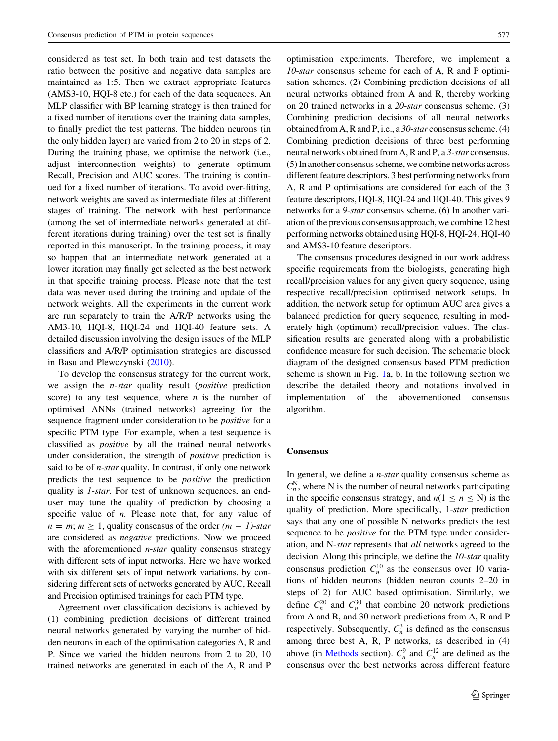considered as test set. In both train and test datasets the ratio between the positive and negative data samples are maintained as 1:5. Then we extract appropriate features (AMS3-10, HQI-8 etc.) for each of the data sequences. An MLP classifier with BP learning strategy is then trained for a fixed number of iterations over the training data samples, to finally predict the test patterns. The hidden neurons (in the only hidden layer) are varied from 2 to 20 in steps of 2. During the training phase, we optimise the network (i.e., adjust interconnection weights) to generate optimum Recall, Precision and AUC scores. The training is continued for a fixed number of iterations. To avoid over-fitting, network weights are saved as intermediate files at different stages of training. The network with best performance (among the set of intermediate networks generated at different iterations during training) over the test set is finally reported in this manuscript. In the training process, it may so happen that an intermediate network generated at a lower iteration may finally get selected as the best network in that specific training process. Please note that the test data was never used during the training and update of the network weights. All the experiments in the current work are run separately to train the A/R/P networks using the AM3-10, HQI-8, HQI-24 and HQI-40 feature sets. A detailed discussion involving the design issues of the MLP classifiers and A/R/P optimisation strategies are discussed in Basu and Plewczynski (2010).

To develop the consensus strategy for the current work, we assign the *n-star* quality result (*positive* prediction score) to any test sequence, where *n* is the number of optimised ANNs (trained networks) agreeing for the sequence fragment under consideration to be *positive* for a specific PTM type. For example, when a test sequence is classified as *positive* by all the trained neural networks under consideration, the strength of *positive* prediction is said to be of *n-star* quality. In contrast, if only one network predicts the test sequence to be *positive* the prediction quality is *1-star*. For test of unknown sequences, an end-user may tune the quality of prediction by choosing a specific value of *n*. Please note that, for any value of $n = m; m \geq 1$, quality consensus of the order *(m − 1)-star* are considered as *negative* predictions. Now we proceed with the aforementioned *n-star* quality consensus strategy with different sets of input networks. Here we have worked with six different sets of input network variations, by considering different sets of networks generated by AUC, Recall and Precision optimised trainings for each PTM type.

Agreement over classification decisions is achieved by (1) combining prediction decisions of different trained neural networks generated by varying the number of hidden neurons in each of the optimisation categories A, R and P. Since we varied the hidden neurons from 2 to 20, 10 trained networks are generated in each of the A, R and P optimisation experiments. Therefore, we implement a *10-star* consensus scheme for each of A, R and P optimisation schemes. (2) Combining prediction decisions of all neural networks obtained from A and R, thereby working on 20 trained networks in a *20-star* consensus scheme. (3) Combining prediction decisions of all neural networks obtained from A, R and P, i.e., a *30-star* consensus scheme. (4) Combining prediction decisions of three best performing neural networks obtained from A, R and P, a *3-star* consensus. (5) In another consensus scheme, we combine networks across different feature descriptors. 3 best performing networks from A, R and P optimisations are considered for each of the 3 feature descriptors, HQI-8, HQI-24 and HQI-40. This gives 9 networks for a *9-star* consensus scheme. (6) In another variation of the previous consensus approach, we combine 12 best performing networks obtained using HQI-8, HQI-24, HQI-40 and AMS3-10 feature descriptors.

The consensus procedures designed in our work address specific requirements from the biologists, generating high recall/precision values for any given query sequence, using respective recall/precision optimised network setups. In addition, the network setup for optimum AUC area gives a balanced prediction for query sequence, resulting in moderately high (optimum) recall/precision values. The classification results are generated along with a probabilistic confidence measure for such decision. The schematic block diagram of the designed consensus based PTM prediction scheme is shown in Fig. 1a, b. In the following section we describe the detailed theory and notations involved in implementation of the abovementioned consensus algorithm.

## Consensus

In general, we define a *n-star* quality consensus scheme as $C_n^N$, where N is the number of neural networks participating in the specific consensus strategy, and $n(1 \leq n \leq N)$ is the quality of prediction. More specifically, 1-*star* prediction says that any one of possible N networks predicts the test sequence to be *positive* for the PTM type under consideration, and N-*star* represents that *all* networks agreed to the decision. Along this principle, we define the *10-star* quality consensus prediction $C_n^{10}$ as the consensus over 10 variations of hidden neurons (hidden neuron counts 2–20 in steps of 2) for AUC based optimisation. Similarly, we define $C_n^{20}$ and $C_n^{30}$ that combine 20 network predictions from A and R, and 30 network predictions from A, R and P respectively. Subsequently, $C_n^3$ is defined as the consensus among three best A, R, P networks, as described in (4) above (in Methods section). $C_n^9$ and $C_n^{12}$ are defined as the consensus over the best networks across different feature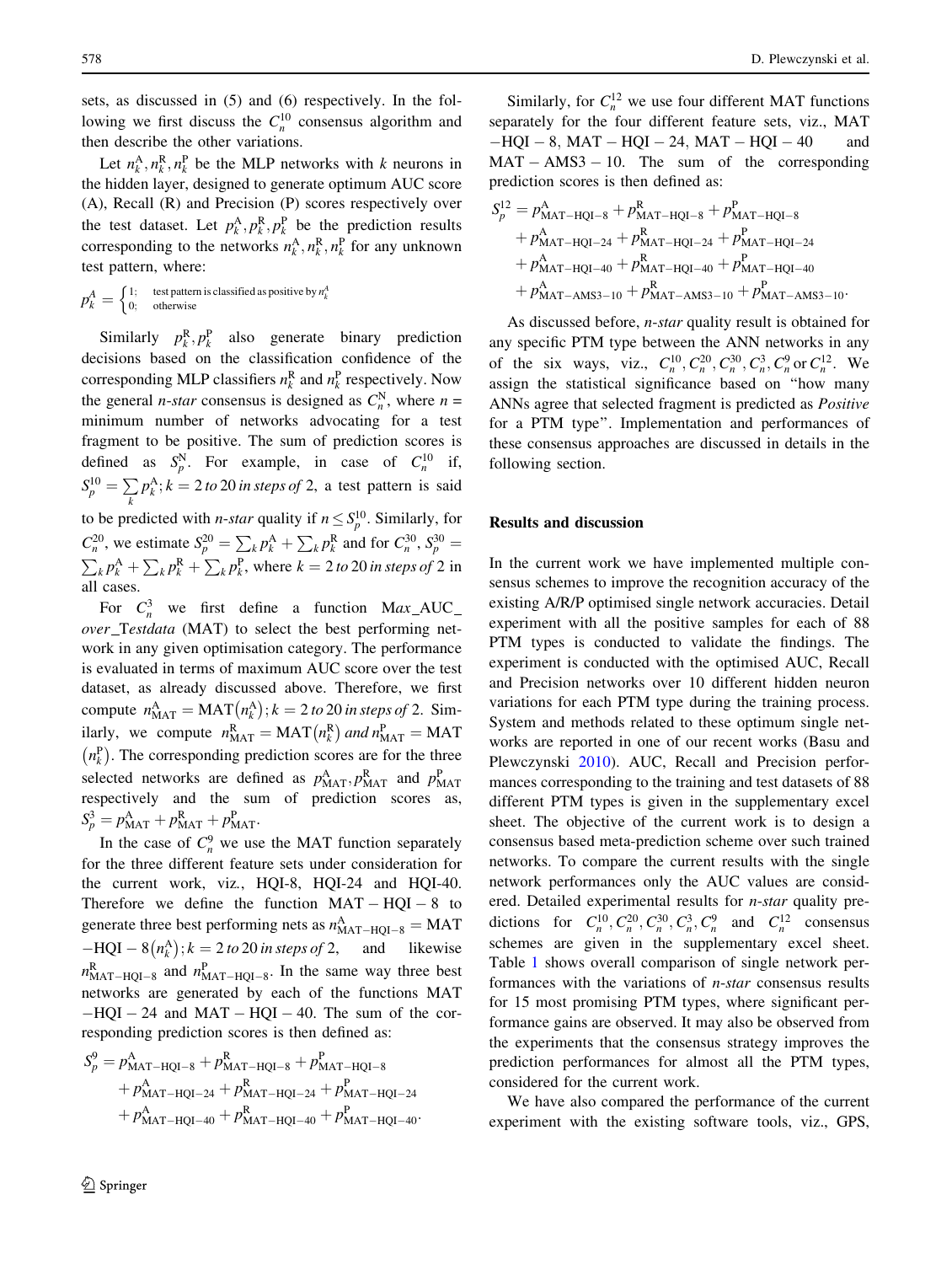sets, as discussed in (5) and (6) respectively. In the following we first discuss the $C_n^{10}$ consensus algorithm and then describe the other variations.

Let $n_k^{\mathrm{A}}, n_k^{\mathrm{R}}, n_k^{\mathrm{P}}$ be the MLP networks with $k$ neurons in the hidden layer, designed to generate optimum AUC score (A), Recall (R) and Precision (P) scores respectively over the test dataset. Let $p_k^{\mathrm{A}}, p_k^{\mathrm{R}}, p_k^{\mathrm{P}}$ be the prediction results corresponding to the networks $n_k^{\mathrm{A}}, n_k^{\mathrm{R}}, n_k^{\mathrm{P}}$ for any unknown test pattern, where:

$$p_k^A = \begin{cases} 1; & \text{test pattern is classified as positive by } n_k^A \\ 0; & \text{otherwise} \end{cases}$$

Similarly $p_k^{\mathrm{R}}, p_k^{\mathrm{P}}$ also generate binary prediction decisions based on the classification confidence of the corresponding MLP classifiers $n_k^{\mathrm{R}}$ and $n_k^{\mathrm{P}}$ respectively. Now the general *n-star* consensus is designed as $C_n^{\mathrm{N}}$, where $n$ = minimum number of networks advocating for a test fragment to be positive. The sum of prediction scores is defined as $S_p^{\mathrm{N}}$. For example, in case of $C_n^{10}$ if, $S_p^{10} = \sum_k p_k^{\mathrm{A}}; k = 2 \text{ to } 20 \text{ in steps of } 2$, a test pattern is said to be predicted with *n-star* quality if $n \leq S_p^{10}$. Similarly, for $C_n^{20}$, we estimate $S_p^{20} = \sum_k p_k^{\mathrm{A}} + \sum_k p_k^{\mathrm{R}}$ and for $C_n^{30}$, $S_p^{30} = \sum_k p_k^{\mathrm{A}} + \sum_k p_k^{\mathrm{R}} + \sum_k p_k^{\mathrm{P}}$, where $k = 2 \text{ to } 20 \text{ in steps of } 2$ in all cases.

For $C_n^3$ we first define a function M*ax*\_AUC\_ *over*\_T*estdata* (MAT) to select the best performing network in any given optimisation category. The performance is evaluated in terms of maximum AUC score over the test dataset, as already discussed above. Therefore, we first compute $n_{\mathrm{MAT}}^{\mathrm{A}} = \mathrm{MAT}(n_k^{\mathrm{A}}); k = 2 \text{ to } 20 \text{ in steps of } 2$. Similarly, we compute $n_{\mathrm{MAT}}^{\mathrm{R}} = \mathrm{MAT}(n_k^{\mathrm{R}}) \text{ and } n_{\mathrm{MAT}}^{\mathrm{P}} = \mathrm{MAT}(n_k^{\mathrm{P}})$. The corresponding prediction scores are for the three selected networks are defined as $p_{\mathrm{MAT}}^{\mathrm{A}}, p_{\mathrm{MAT}}^{\mathrm{R}}$ and $p_{\mathrm{MAT}}^{\mathrm{P}}$ respectively and the sum of prediction scores as, $S_p^3 = p_{\mathrm{MAT}}^{\mathrm{A}} + p_{\mathrm{MAT}}^{\mathrm{R}} + p_{\mathrm{MAT}}^{\mathrm{P}}$.

In the case of $C_n^9$ we use the MAT function separately for the three different feature sets under consideration for the current work, viz., HQI-8, HQI-24 and HQI-40. Therefore we define the function $\mathrm{MAT}-\mathrm{HQI}-8$ to generate three best performing nets as $n_{\mathrm{MAT-HQI-8}}^{\mathrm{A}} = \mathrm{MAT}-\mathrm{HQI}-8(n_k^{\mathrm{A}}); k = 2 \text{ to } 20 \text{ in steps of } 2$, and likewise $n_{\mathrm{MAT-HQI-8}}^{\mathrm{R}}$ and $n_{\mathrm{MAT-HQI-8}}^{\mathrm{P}}$. In the same way three best networks are generated by each of the functions $\mathrm{MAT}-\mathrm{HQI}-24$ and $\mathrm{MAT}-\mathrm{HQI}-40$. The sum of the corresponding prediction scores is then defined as:

$$\begin{aligned} S_p^9 = {} & p_{\mathrm{MAT-HQI-8}}^{\mathrm{A}} + p_{\mathrm{MAT-HQI-8}}^{\mathrm{R}} + p_{\mathrm{MAT-HQI-8}}^{\mathrm{P}} \\ & + p_{\mathrm{MAT-HQI-24}}^{\mathrm{A}} + p_{\mathrm{MAT-HQI-24}}^{\mathrm{R}} + p_{\mathrm{MAT-HQI-24}}^{\mathrm{P}} \\ & + p_{\mathrm{MAT-HQI-40}}^{\mathrm{A}} + p_{\mathrm{MAT-HQI-40}}^{\mathrm{R}} + p_{\mathrm{MAT-HQI-40}}^{\mathrm{P}}. \end{aligned}$$

Similarly, for $C_n^{12}$ we use four different MAT functions separately for the four different feature sets, viz., $\mathrm{MAT}-\mathrm{HQI}-8$, $\mathrm{MAT}-\mathrm{HQI}-24$, $\mathrm{MAT}-\mathrm{HQI}-40$ and $\mathrm{MAT}-\mathrm{AMS3}-10$. The sum of the corresponding prediction scores is then defined as:

$$\begin{aligned} S_p^{12} = {} & p_{\mathrm{MAT-HQI-8}}^{\mathrm{A}} + p_{\mathrm{MAT-HQI-8}}^{\mathrm{R}} + p_{\mathrm{MAT-HQI-8}}^{\mathrm{P}} \\ & + p_{\mathrm{MAT-HQI-24}}^{\mathrm{A}} + p_{\mathrm{MAT-HQI-24}}^{\mathrm{R}} + p_{\mathrm{MAT-HQI-24}}^{\mathrm{P}} \\ & + p_{\mathrm{MAT-HQI-40}}^{\mathrm{A}} + p_{\mathrm{MAT-HQI-40}}^{\mathrm{R}} + p_{\mathrm{MAT-HQI-40}}^{\mathrm{P}} \\ & + p_{\mathrm{MAT-AMS3-10}}^{\mathrm{A}} + p_{\mathrm{MAT-AMS3-10}}^{\mathrm{R}} + p_{\mathrm{MAT-AMS3-10}}^{\mathrm{P}}. \end{aligned}$$

As discussed before, *n-star* quality result is obtained for any specific PTM type between the ANN networks in any of the six ways, viz., $C_n^{10}, C_n^{20}, C_n^{30}, C_n^3, C_n^9$ or $C_n^{12}$. We assign the statistical significance based on "how many ANNs agree that selected fragment is predicted as *Positive* for a PTM type". Implementation and performances of these consensus approaches are discussed in details in the following section.

## Results and discussion

In the current work we have implemented multiple consensus schemes to improve the recognition accuracy of the existing A/R/P optimised single network accuracies. Detail experiment with all the positive samples for each of 88 PTM types is conducted to validate the findings. The experiment is conducted with the optimised AUC, Recall and Precision networks over 10 different hidden neuron variations for each PTM type during the training process. System and methods related to these optimum single networks are reported in one of our recent works (Basu and Plewczynski 2010). AUC, Recall and Precision performances corresponding to the training and test datasets of 88 different PTM types is given in the supplementary excel sheet. The objective of the current work is to design a consensus based meta-prediction scheme over such trained networks. To compare the current results with the single network performances only the AUC values are considered. Detailed experimental results for *n-star* quality predictions for $C_n^{10}, C_n^{20}, C_n^{30}, C_n^3, C_n^9$ and $C_n^{12}$ consensus schemes are given in the supplementary excel sheet. Table 1 shows overall comparison of single network performances with the variations of *n-star* consensus results for 15 most promising PTM types, where significant performance gains are observed. It may also be observed from the experiments that the consensus strategy improves the prediction performances for almost all the PTM types, considered for the current work.

We have also compared the performance of the current experiment with the existing software tools, viz., GPS,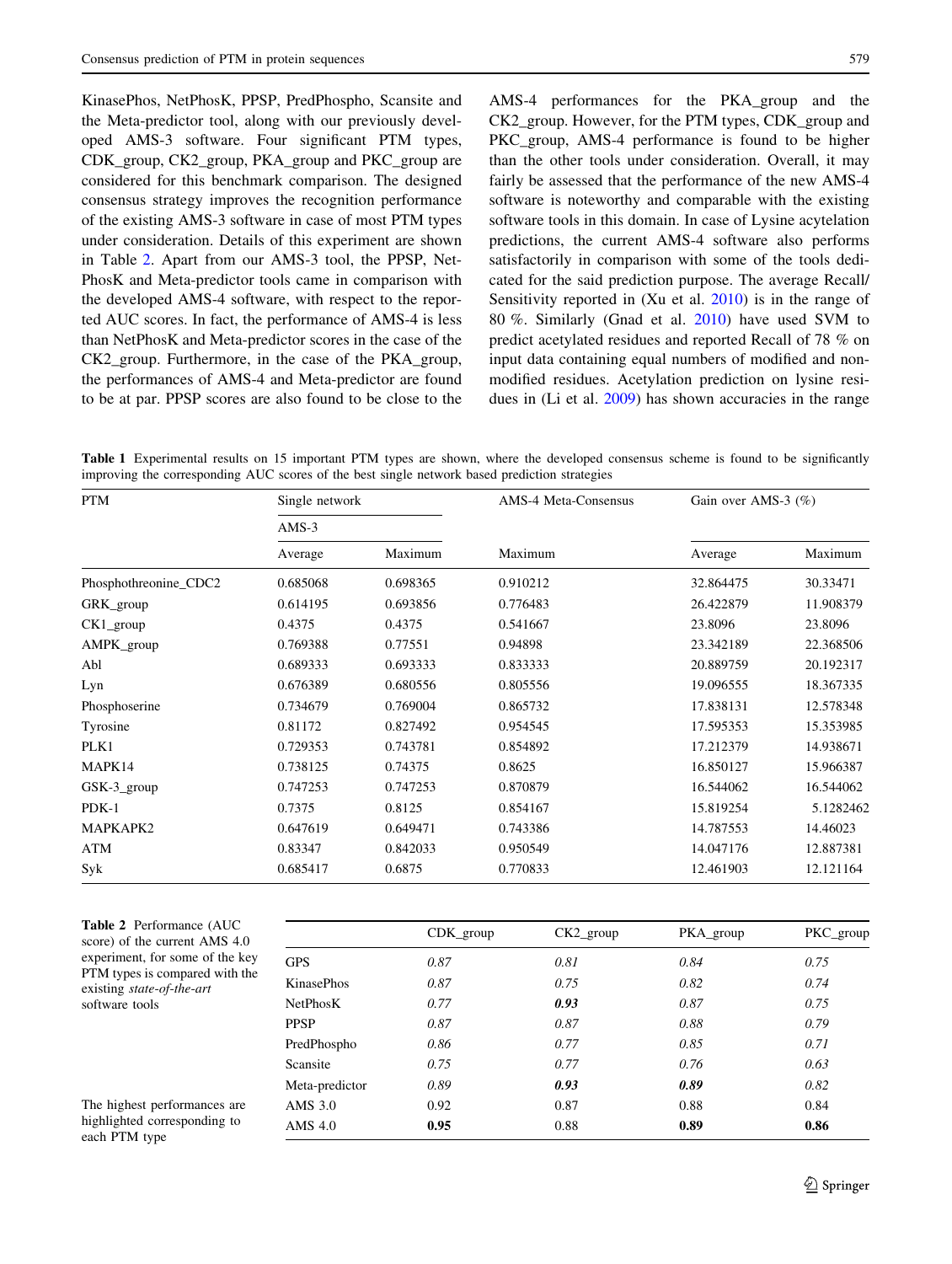KinasePhos, NetPhosK, PPSP, PredPhospho, Scansite and the Meta-predictor tool, along with our previously developed AMS-3 software. Four significant PTM types, CDK_group, CK2_group, PKA_group and PKC_group are considered for this benchmark comparison. The designed consensus strategy improves the recognition performance of the existing AMS-3 software in case of most PTM types under consideration. Details of this experiment are shown in Table 2. Apart from our AMS-3 tool, the PPSP, NetPhosK and Meta-predictor tools came in comparison with the developed AMS-4 software, with respect to the reported AUC scores. In fact, the performance of AMS-4 is less than NetPhosK and Meta-predictor scores in the case of the CK2_group. Furthermore, in the case of the PKA_group, the performances of AMS-4 and Meta-predictor are found to be at par. PPSP scores are also found to be close to the AMS-4 performances for the PKA_group and the CK2_group. However, for the PTM types, CDK_group and PKC_group, AMS-4 performance is found to be higher than the other tools under consideration. Overall, it may fairly be assessed that the performance of the new AMS-4 software is noteworthy and comparable with the existing software tools in this domain. In case of Lysine acytelation predictions, the current AMS-4 software also performs satisfactorily in comparison with some of the tools dedicated for the said prediction purpose. The average Recall/Sensitivity reported in (Xu et al. 2010) is in the range of 80 %. Similarly (Gnad et al. 2010) have used SVM to predict acetylated residues and reported Recall of 78 % on input data containing equal numbers of modified and non-modified residues. Acetylation prediction on lysine residues in (Li et al. 2009) has shown accuracies in the range

**Table 1** Experimental results on 15 important PTM types are shown, where the developed consensus scheme is found to be significantly improving the corresponding AUC scores of the best single network based prediction strategies

| PTM | Single network | | AMS-4 Meta-Consensus | Gain over AMS-3 (%) | |
|---|---|---|---|---|---|
| | AMS-3 | | | | |
| | Average | Maximum | Maximum | Average | Maximum |
| Phosphothreonine_CDC2 | 0.685068 | 0.698365 | 0.910212 | 32.864475 | 30.33471 |
| GRK_group | 0.614195 | 0.693856 | 0.776483 | 26.422879 | 11.908379 |
| CK1_group | 0.4375 | 0.4375 | 0.541667 | 23.8096 | 23.8096 |
| AMPK_group | 0.769388 | 0.77551 | 0.94898 | 23.342189 | 22.368506 |
| Abl | 0.689333 | 0.693333 | 0.833333 | 20.889759 | 20.192317 |
| Lyn | 0.676389 | 0.680556 | 0.805556 | 19.096555 | 18.367335 |
| Phosphoserine | 0.734679 | 0.769004 | 0.865732 | 17.838131 | 12.578348 |
| Tyrosine | 0.81172 | 0.827492 | 0.954545 | 17.595353 | 15.353985 |
| PLK1 | 0.729353 | 0.743781 | 0.854892 | 17.212379 | 14.938671 |
| MAPK14 | 0.738125 | 0.74375 | 0.8625 | 16.850127 | 15.966387 |
| GSK-3_group | 0.747253 | 0.747253 | 0.870879 | 16.544062 | 16.544062 |
| PDK-1 | 0.7375 | 0.8125 | 0.854167 | 15.819254 | 5.1282462 |
| MAPKAPK2 | 0.647619 | 0.649471 | 0.743386 | 14.787553 | 14.46023 |
| ATM | 0.83347 | 0.842033 | 0.950549 | 14.047176 | 12.887381 |
| Syk | 0.685417 | 0.6875 | 0.770833 | 12.461903 | 12.121164 |

**Table 2** Performance (AUC score) of the current AMS 4.0 experiment, for some of the key PTM types is compared with the existing *state-of-the-art* software tools

| | CDK_group | CK2_group | PKA_group | PKC_group |
|---|---|---|---|---|
| GPS | *0.87* | *0.81* | *0.84* | *0.75* |
| KinasePhos | *0.87* | *0.75* | *0.82* | *0.74* |
| NetPhosK | *0.77* | ***0.93*** | *0.87* | *0.75* |
| PPSP | *0.87* | *0.87* | *0.88* | *0.79* |
| PredPhospho | *0.86* | *0.77* | *0.85* | *0.71* |
| Scansite | *0.75* | *0.77* | *0.76* | *0.63* |
| Meta-predictor | *0.89* | ***0.93*** | ***0.89*** | *0.82* |
| AMS 3.0 | 0.92 | 0.87 | 0.88 | 0.84 |
| AMS 4.0 | **0.95** | 0.88 | **0.89** | **0.86** |

The highest performances are highlighted corresponding to each PTM type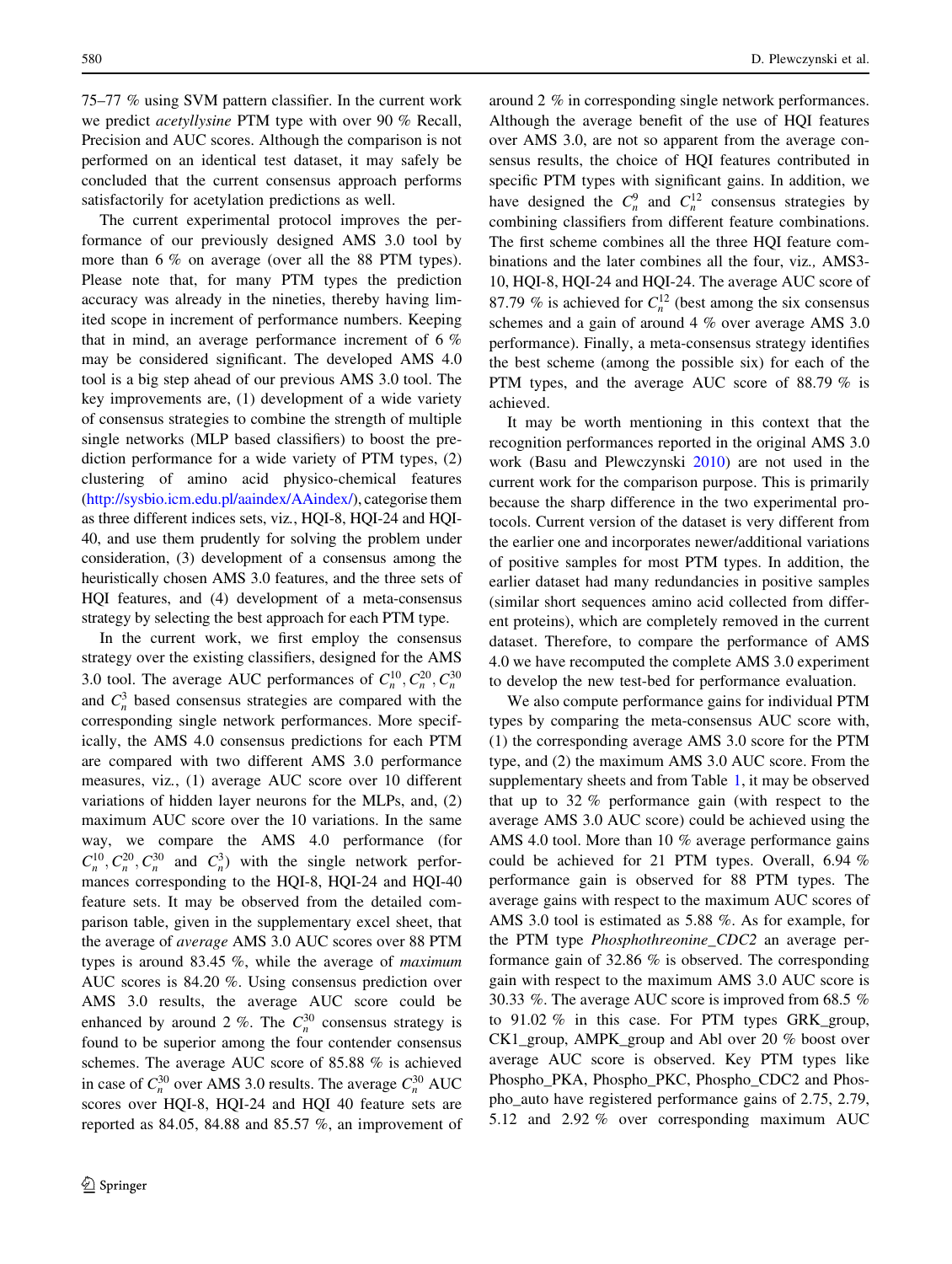75–77 % using SVM pattern classifier. In the current work we predict *acetyllysine* PTM type with over 90 % Recall, Precision and AUC scores. Although the comparison is not performed on an identical test dataset, it may safely be concluded that the current consensus approach performs satisfactorily for acetylation predictions as well.

The current experimental protocol improves the performance of our previously designed AMS 3.0 tool by more than 6 % on average (over all the 88 PTM types). Please note that, for many PTM types the prediction accuracy was already in the nineties, thereby having limited scope in increment of performance numbers. Keeping that in mind, an average performance increment of 6 % may be considered significant. The developed AMS 4.0 tool is a big step ahead of our previous AMS 3.0 tool. The key improvements are, (1) development of a wide variety of consensus strategies to combine the strength of multiple single networks (MLP based classifiers) to boost the prediction performance for a wide variety of PTM types, (2) clustering of amino acid physico-chemical features (http://sysbio.icm.edu.pl/aaindex/AAindex/), categorise them as three different indices sets, viz., HQI-8, HQI-24 and HQI-40, and use them prudently for solving the problem under consideration, (3) development of a consensus among the heuristically chosen AMS 3.0 features, and the three sets of HQI features, and (4) development of a meta-consensus strategy by selecting the best approach for each PTM type.

In the current work, we first employ the consensus strategy over the existing classifiers, designed for the AMS 3.0 tool. The average AUC performances of $C_n^{10}, C_n^{20}, C_n^{30}$ and $C_n^{3}$ based consensus strategies are compared with the corresponding single network performances. More specifically, the AMS 4.0 consensus predictions for each PTM are compared with two different AMS 3.0 performance measures, viz., (1) average AUC score over 10 different variations of hidden layer neurons for the MLPs, and, (2) maximum AUC score over the 10 variations. In the same way, we compare the AMS 4.0 performance (for $C_n^{10}, C_n^{20}, C_n^{30}$ and $C_n^{3}$) with the single network performances corresponding to the HQI-8, HQI-24 and HQI-40 feature sets. It may be observed from the detailed comparison table, given in the supplementary excel sheet, that the average of *average* AMS 3.0 AUC scores over 88 PTM types is around 83.45 %, while the average of *maximum* AUC scores is 84.20 %. Using consensus prediction over AMS 3.0 results, the average AUC score could be enhanced by around 2 %. The $C_n^{30}$ consensus strategy is found to be superior among the four contender consensus schemes. The average AUC score of 85.88 % is achieved in case of $C_n^{30}$ over AMS 3.0 results. The average $C_n^{30}$ AUC scores over HQI-8, HQI-24 and HQI 40 feature sets are reported as 84.05, 84.88 and 85.57 %, an improvement of around 2 % in corresponding single network performances. Although the average benefit of the use of HQI features over AMS 3.0, are not so apparent from the average consensus results, the choice of HQI features contributed in specific PTM types with significant gains. In addition, we have designed the $C_n^{9}$ and $C_n^{12}$ consensus strategies by combining classifiers from different feature combinations. The first scheme combines all the three HQI feature combinations and the later combines all the four, viz., AMS3-10, HQI-8, HQI-24 and HQI-24. The average AUC score of 87.79 % is achieved for $C_n^{12}$ (best among the six consensus schemes and a gain of around 4 % over average AMS 3.0 performance). Finally, a meta-consensus strategy identifies the best scheme (among the possible six) for each of the PTM types, and the average AUC score of 88.79 % is achieved.

It may be worth mentioning in this context that the recognition performances reported in the original AMS 3.0 work (Basu and Plewczynski 2010) are not used in the current work for the comparison purpose. This is primarily because the sharp difference in the two experimental protocols. Current version of the dataset is very different from the earlier one and incorporates newer/additional variations of positive samples for most PTM types. In addition, the earlier dataset had many redundancies in positive samples (similar short sequences amino acid collected from different proteins), which are completely removed in the current dataset. Therefore, to compare the performance of AMS 4.0 we have recomputed the complete AMS 3.0 experiment to develop the new test-bed for performance evaluation.

We also compute performance gains for individual PTM types by comparing the meta-consensus AUC score with, (1) the corresponding average AMS 3.0 score for the PTM type, and (2) the maximum AMS 3.0 AUC score. From the supplementary sheets and from Table 1, it may be observed that up to 32 % performance gain (with respect to the average AMS 3.0 AUC score) could be achieved using the AMS 4.0 tool. More than 10 % average performance gains could be achieved for 21 PTM types. Overall, 6.94 % performance gain is observed for 88 PTM types. The average gains with respect to the maximum AUC scores of AMS 3.0 tool is estimated as 5.88 %. As for example, for the PTM type *Phosphothreonine_CDC2* an average performance gain of 32.86 % is observed. The corresponding gain with respect to the maximum AMS 3.0 AUC score is 30.33 %. The average AUC score is improved from 68.5 % to 91.02 % in this case. For PTM types GRK_group, CK1_group, AMPK_group and Abl over 20 % boost over average AUC score is observed. Key PTM types like Phospho_PKA, Phospho_PKC, Phospho_CDC2 and Phospho_auto have registered performance gains of 2.75, 2.79, 5.12 and 2.92 % over corresponding maximum AUC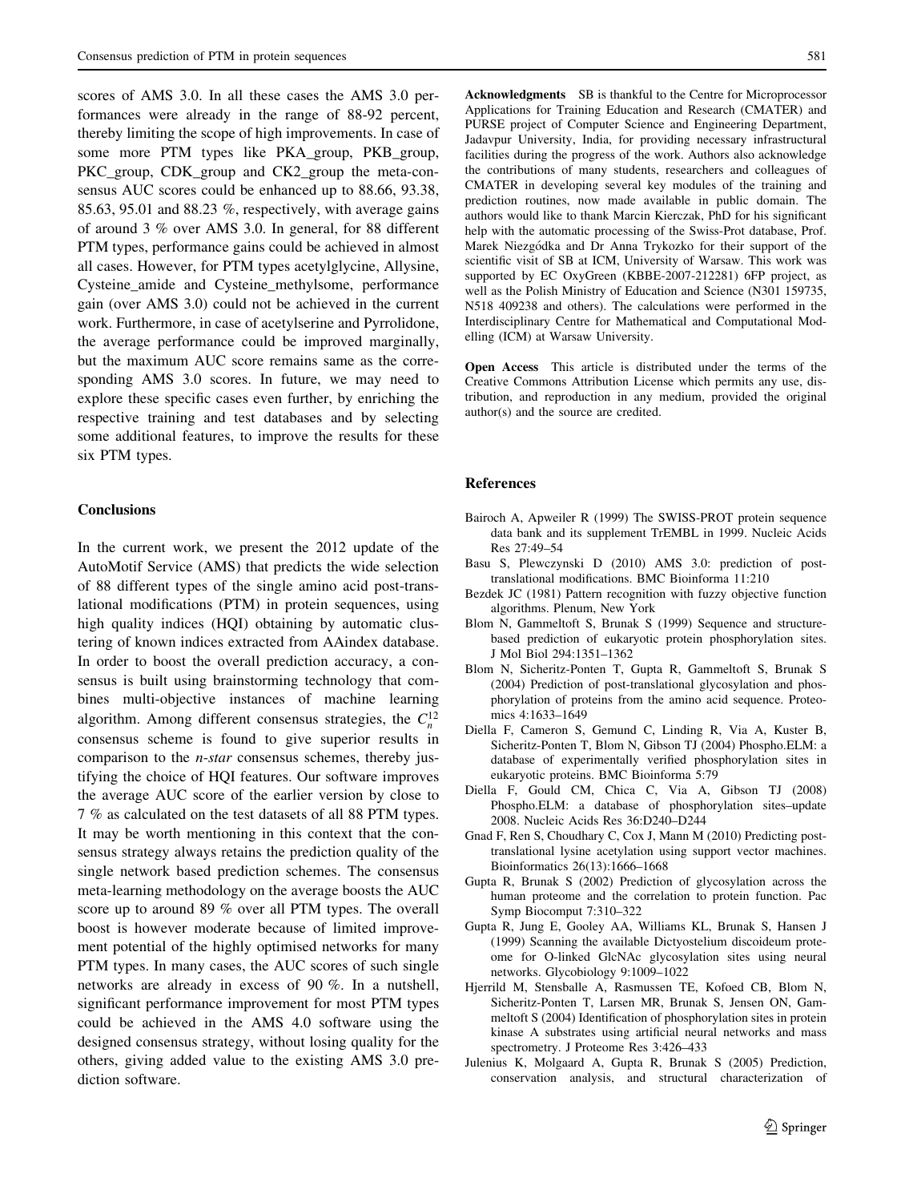scores of AMS 3.0. In all these cases the AMS 3.0 performances were already in the range of 88-92 percent, thereby limiting the scope of high improvements. In case of some more PTM types like PKA_group, PKB_group, PKC_group, CDK_group and CK2_group the meta-consensus AUC scores could be enhanced up to 88.66, 93.38, 85.63, 95.01 and 88.23 %, respectively, with average gains of around 3 % over AMS 3.0. In general, for 88 different PTM types, performance gains could be achieved in almost all cases. However, for PTM types acetylglycine, Allysine, Cysteine_amide and Cysteine_methylsome, performance gain (over AMS 3.0) could not be achieved in the current work. Furthermore, in case of acetylserine and Pyrrolidone, the average performance could be improved marginally, but the maximum AUC score remains same as the corresponding AMS 3.0 scores. In future, we may need to explore these specific cases even further, by enriching the respective training and test databases and by selecting some additional features, to improve the results for these six PTM types.

## Conclusions

In the current work, we present the 2012 update of the AutoMotif Service (AMS) that predicts the wide selection of 88 different types of the single amino acid post-translational modifications (PTM) in protein sequences, using high quality indices (HQI) obtaining by automatic clustering of known indices extracted from AAindex database. In order to boost the overall prediction accuracy, a consensus is built using brainstorming technology that combines multi-objective instances of machine learning algorithm. Among different consensus strategies, the $C_n^{12}$ consensus scheme is found to give superior results in comparison to the *n-star* consensus schemes, thereby justifying the choice of HQI features. Our software improves the average AUC score of the earlier version by close to 7 % as calculated on the test datasets of all 88 PTM types. It may be worth mentioning in this context that the consensus strategy always retains the prediction quality of the single network based prediction schemes. The consensus meta-learning methodology on the average boosts the AUC score up to around 89 % over all PTM types. The overall boost is however moderate because of limited improvement potential of the highly optimised networks for many PTM types. In many cases, the AUC scores of such single networks are already in excess of 90 %. In a nutshell, significant performance improvement for most PTM types could be achieved in the AMS 4.0 software using the designed consensus strategy, without losing quality for the others, giving added value to the existing AMS 3.0 prediction software.

**Acknowledgments** SB is thankful to the Centre for Microprocessor Applications for Training Education and Research (CMATER) and PURSE project of Computer Science and Engineering Department, Jadavpur University, India, for providing necessary infrastructural facilities during the progress of the work. Authors also acknowledge the contributions of many students, researchers and colleagues of CMATER in developing several key modules of the training and prediction routines, now made available in public domain. The authors would like to thank Marcin Kierczak, PhD for his significant help with the automatic processing of the Swiss-Prot database, Prof. Marek Niezgódka and Dr Anna Trykozko for their support of the scientific visit of SB at ICM, University of Warsaw. This work was supported by EC OxyGreen (KBBE-2007-212281) 6FP project, as well as the Polish Ministry of Education and Science (N301 159735, N518 409238 and others). The calculations were performed in the Interdisciplinary Centre for Mathematical and Computational Modelling (ICM) at Warsaw University.

**Open Access** This article is distributed under the terms of the Creative Commons Attribution License which permits any use, distribution, and reproduction in any medium, provided the original author(s) and the source are credited.

## References

Bairoch A, Apweiler R (1999) The SWISS-PROT protein sequence data bank and its supplement TrEMBL in 1999. Nucleic Acids Res 27:49–54

Basu S, Plewczynski D (2010) AMS 3.0: prediction of post-translational modifications. BMC Bioinforma 11:210

Bezdek JC (1981) Pattern recognition with fuzzy objective function algorithms. Plenum, New York

Blom N, Gammeltoft S, Brunak S (1999) Sequence and structure-based prediction of eukaryotic protein phosphorylation sites. J Mol Biol 294:1351–1362

Blom N, Sicheritz-Ponten T, Gupta R, Gammeltoft S, Brunak S (2004) Prediction of post-translational glycosylation and phosphorylation of proteins from the amino acid sequence. Proteomics 4:1633–1649

Diella F, Cameron S, Gemund C, Linding R, Via A, Kuster B, Sicheritz-Ponten T, Blom N, Gibson TJ (2004) Phospho.ELM: a database of experimentally verified phosphorylation sites in eukaryotic proteins. BMC Bioinforma 5:79

Diella F, Gould CM, Chica C, Via A, Gibson TJ (2008) Phospho.ELM: a database of phosphorylation sites–update 2008. Nucleic Acids Res 36:D240–D244

Gnad F, Ren S, Choudhary C, Cox J, Mann M (2010) Predicting post-translational lysine acetylation using support vector machines. Bioinformatics 26(13):1666–1668

Gupta R, Brunak S (2002) Prediction of glycosylation across the human proteome and the correlation to protein function. Pac Symp Biocomput 7:310–322

Gupta R, Jung E, Gooley AA, Williams KL, Brunak S, Hansen J (1999) Scanning the available Dictyostelium discoideum proteome for O-linked GlcNAc glycosylation sites using neural networks. Glycobiology 9:1009–1022

Hjerrild M, Stensballe A, Rasmussen TE, Kofoed CB, Blom N, Sicheritz-Ponten T, Larsen MR, Brunak S, Jensen ON, Gammeltoft S (2004) Identification of phosphorylation sites in protein kinase A substrates using artificial neural networks and mass spectrometry. J Proteome Res 3:426–433

Julenius K, Molgaard A, Gupta R, Brunak S (2005) Prediction, conservation analysis, and structural characterization of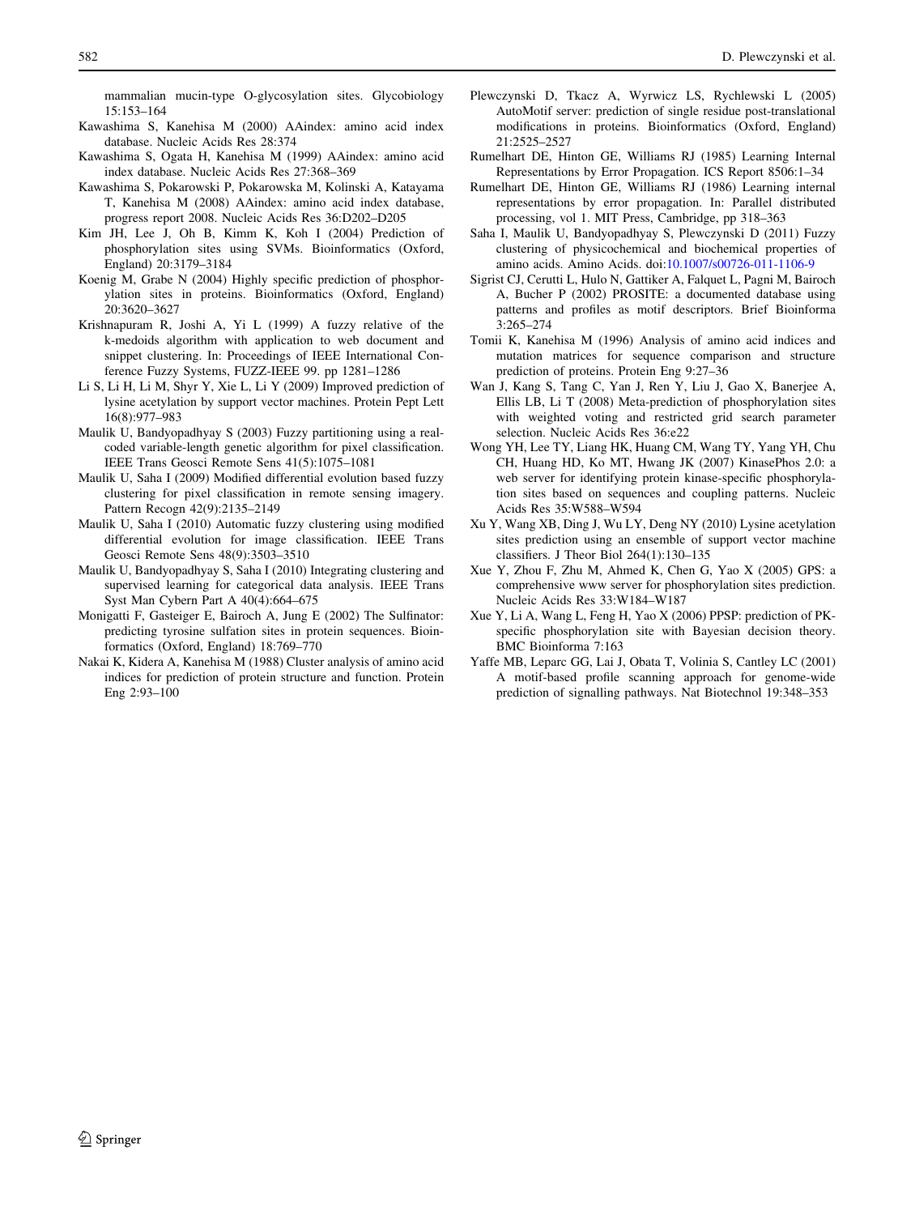mammalian mucin-type O-glycosylation sites. Glycobiology 15:153–164

Kawashima S, Kanehisa M (2000) AAindex: amino acid index database. Nucleic Acids Res 28:374

Kawashima S, Ogata H, Kanehisa M (1999) AAindex: amino acid index database. Nucleic Acids Res 27:368–369

Kawashima S, Pokarowski P, Pokarowska M, Kolinski A, Katayama T, Kanehisa M (2008) AAindex: amino acid index database, progress report 2008. Nucleic Acids Res 36:D202–D205

Kim JH, Lee J, Oh B, Kimm K, Koh I (2004) Prediction of phosphorylation sites using SVMs. Bioinformatics (Oxford, England) 20:3179–3184

Koenig M, Grabe N (2004) Highly specific prediction of phosphorylation sites in proteins. Bioinformatics (Oxford, England) 20:3620–3627

Krishnapuram R, Joshi A, Yi L (1999) A fuzzy relative of the k-medoids algorithm with application to web document and snippet clustering. In: Proceedings of IEEE International Conference Fuzzy Systems, FUZZ-IEEE 99. pp 1281–1286

Li S, Li H, Li M, Shyr Y, Xie L, Li Y (2009) Improved prediction of lysine acetylation by support vector machines. Protein Pept Lett 16(8):977–983

Maulik U, Bandyopadhyay S (2003) Fuzzy partitioning using a real-coded variable-length genetic algorithm for pixel classification. IEEE Trans Geosci Remote Sens 41(5):1075–1081

Maulik U, Saha I (2009) Modified differential evolution based fuzzy clustering for pixel classification in remote sensing imagery. Pattern Recogn 42(9):2135–2149

Maulik U, Saha I (2010) Automatic fuzzy clustering using modified differential evolution for image classification. IEEE Trans Geosci Remote Sens 48(9):3503–3510

Maulik U, Bandyopadhyay S, Saha I (2010) Integrating clustering and supervised learning for categorical data analysis. IEEE Trans Syst Man Cybern Part A 40(4):664–675

Monigatti F, Gasteiger E, Bairoch A, Jung E (2002) The Sulfinator: predicting tyrosine sulfation sites in protein sequences. Bioinformatics (Oxford, England) 18:769–770

Nakai K, Kidera A, Kanehisa M (1988) Cluster analysis of amino acid indices for prediction of protein structure and function. Protein Eng 2:93–100

Plewczynski D, Tkacz A, Wyrwicz LS, Rychlewski L (2005) AutoMotif server: prediction of single residue post-translational modifications in proteins. Bioinformatics (Oxford, England) 21:2525–2527

Rumelhart DE, Hinton GE, Williams RJ (1985) Learning Internal Representations by Error Propagation. ICS Report 8506:1–34

Rumelhart DE, Hinton GE, Williams RJ (1986) Learning internal representations by error propagation. In: Parallel distributed processing, vol 1. MIT Press, Cambridge, pp 318–363

Saha I, Maulik U, Bandyopadhyay S, Plewczynski D (2011) Fuzzy clustering of physicochemical and biochemical properties of amino acids. Amino Acids. doi:10.1007/s00726-011-1106-9

Sigrist CJ, Cerutti L, Hulo N, Gattiker A, Falquet L, Pagni M, Bairoch A, Bucher P (2002) PROSITE: a documented database using patterns and profiles as motif descriptors. Brief Bioinforma 3:265–274

Tomii K, Kanehisa M (1996) Analysis of amino acid indices and mutation matrices for sequence comparison and structure prediction of proteins. Protein Eng 9:27–36

Wan J, Kang S, Tang C, Yan J, Ren Y, Liu J, Gao X, Banerjee A, Ellis LB, Li T (2008) Meta-prediction of phosphorylation sites with weighted voting and restricted grid search parameter selection. Nucleic Acids Res 36:e22

Wong YH, Lee TY, Liang HK, Huang CM, Wang TY, Yang YH, Chu CH, Huang HD, Ko MT, Hwang JK (2007) KinasePhos 2.0: a web server for identifying protein kinase-specific phosphorylation sites based on sequences and coupling patterns. Nucleic Acids Res 35:W588–W594

Xu Y, Wang XB, Ding J, Wu LY, Deng NY (2010) Lysine acetylation sites prediction using an ensemble of support vector machine classifiers. J Theor Biol 264(1):130–135

Xue Y, Zhou F, Zhu M, Ahmed K, Chen G, Yao X (2005) GPS: a comprehensive www server for phosphorylation sites prediction. Nucleic Acids Res 33:W184–W187

Xue Y, Li A, Wang L, Feng H, Yao X (2006) PPSP: prediction of PK-specific phosphorylation site with Bayesian decision theory. BMC Bioinforma 7:163

Yaffe MB, Leparc GG, Lai J, Obata T, Volinia S, Cantley LC (2001) A motif-based profile scanning approach for genome-wide prediction of signalling pathways. Nat Biotechnol 19:348–353